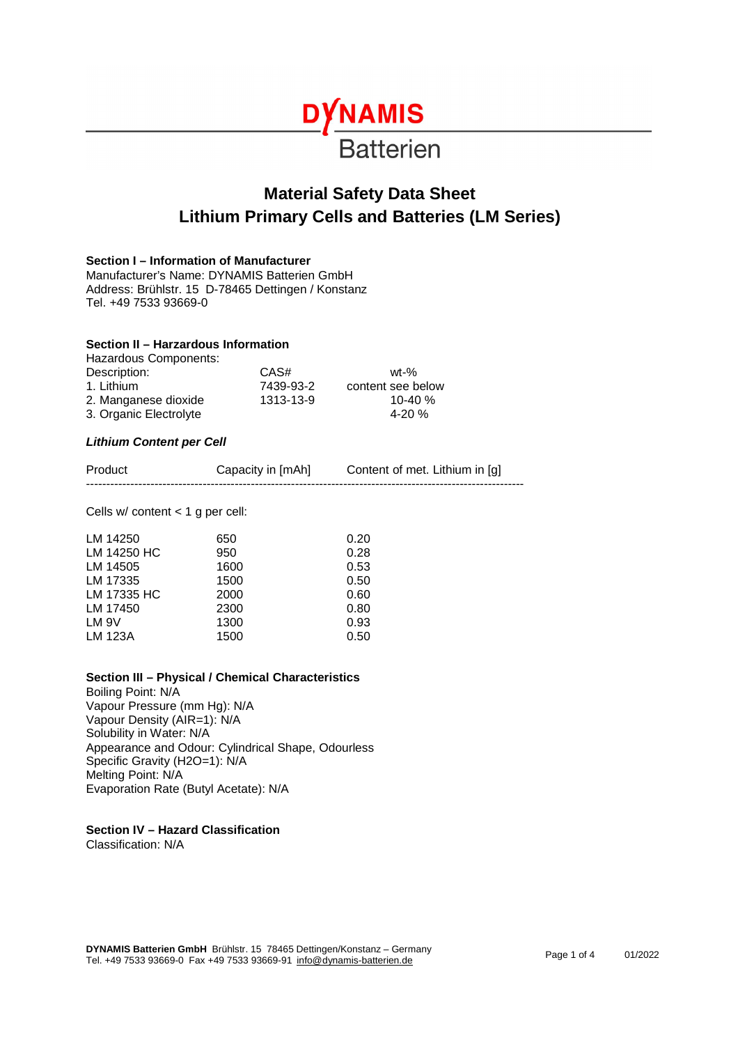DYNAMIS Batterien

# Material Safety Data Sheet
# Lithium Primary Cells and Batteries (LM Series)

**Section I – Information of Manufacturer**
Manufacturer's Name: DYNAMIS Batterien GmbH
Address: Brühlstr. 15 D-78465 Dettingen / Konstanz
Tel. +49 7533 93669-0

**Section II – Harzardous Information**
Hazardous Components:

| Description: | CAS# | wt-% |
|---|---|---|
| 1. Lithium | 7439-93-2 | content see below |
| 2. Manganese dioxide | 1313-13-9 | 10-40 % |
| 3. Organic Electrolyte | | 4-20 % |

***Lithium Content per Cell***

| Product | Capacity in [mAh] | Content of met. Lithium in [g] |
|---|---|---|
| Cells w/ content < 1 g per cell: | | |
| LM 14250 | 650 | 0.20 |
| LM 14250 HC | 950 | 0.28 |
| LM 14505 | 1600 | 0.53 |
| LM 17335 | 1500 | 0.50 |
| LM 17335 HC | 2000 | 0.60 |
| LM 17450 | 2300 | 0.80 |
| LM 9V | 1300 | 0.93 |
| LM 123A | 1500 | 0.50 |

**Section III – Physical / Chemical Characteristics**
Boiling Point: N/A
Vapour Pressure (mm Hg): N/A
Vapour Density (AIR=1): N/A
Solubility in Water: N/A
Appearance and Odour: Cylindrical Shape, Odourless
Specific Gravity ($H_2O$=1): N/A
Melting Point: N/A
Evaporation Rate (Butyl Acetate): N/A

**Section IV – Hazard Classification**
Classification: N/A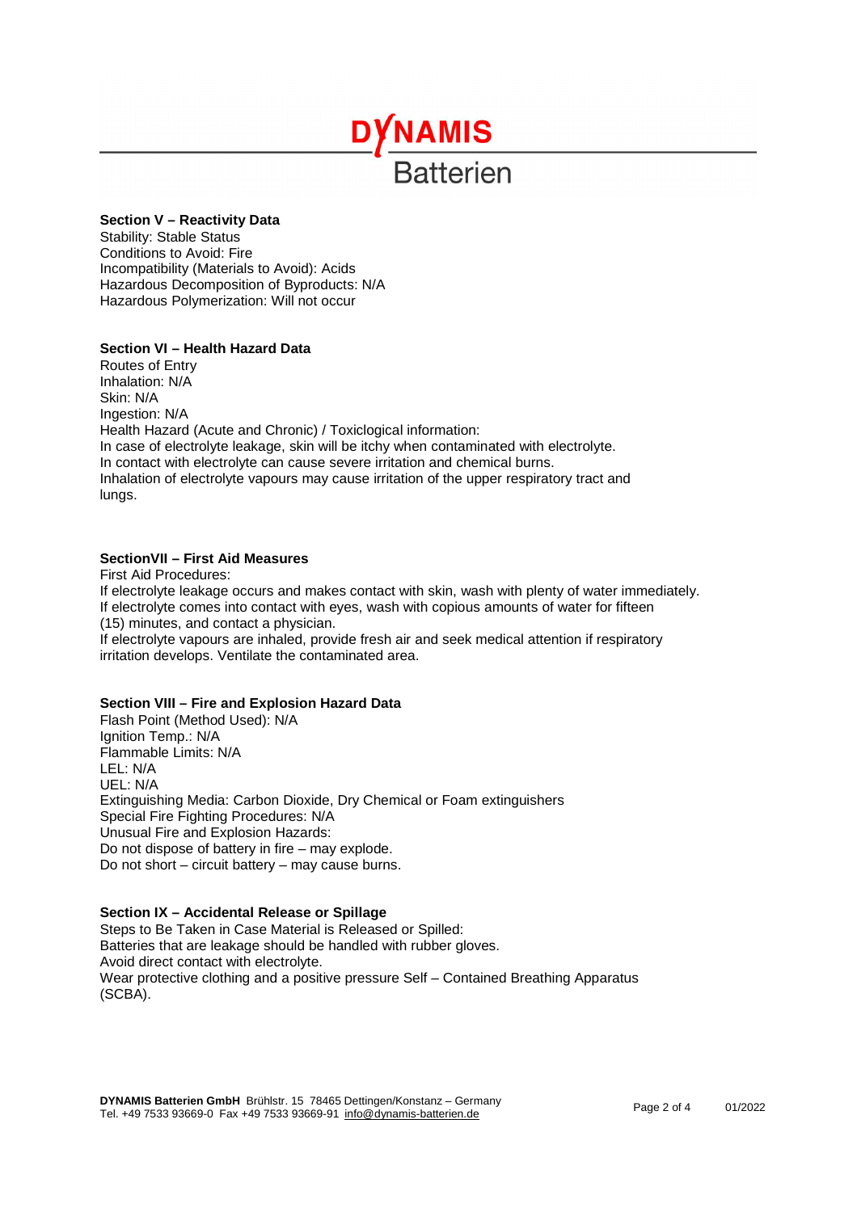### Section V – Reactivity Data

Stability: Stable Status
Conditions to Avoid: Fire
Incompatibility (Materials to Avoid): Acids
Hazardous Decomposition of Byproducts: N/A
Hazardous Polymerization: Will not occur

### Section VI – Health Hazard Data

Routes of Entry
Inhalation: N/A
Skin: N/A
Ingestion: N/A
Health Hazard (Acute and Chronic) / Toxicological information:
In case of electrolyte leakage, skin will be itchy when contaminated with electrolyte.
In contact with electrolyte can cause severe irritation and chemical burns.
Inhalation of electrolyte vapours may cause irritation of the upper respiratory tract and lungs.

### SectionVII – First Aid Measures

First Aid Procedures:
If electrolyte leakage occurs and makes contact with skin, wash with plenty of water immediately.
If electrolyte comes into contact with eyes, wash with copious amounts of water for fifteen (15) minutes, and contact a physician.
If electrolyte vapours are inhaled, provide fresh air and seek medical attention if respiratory irritation develops. Ventilate the contaminated area.

### Section VIII – Fire and Explosion Hazard Data

Flash Point (Method Used): N/A
Ignition Temp.: N/A
Flammable Limits: N/A
LEL: N/A
UEL: N/A
Extinguishing Media: Carbon Dioxide, Dry Chemical or Foam extinguishers
Special Fire Fighting Procedures: N/A
Unusual Fire and Explosion Hazards:
Do not dispose of battery in fire – may explode.
Do not short – circuit battery – may cause burns.

### Section IX – Accidental Release or Spillage

Steps to Be Taken in Case Material is Released or Spilled:
Batteries that are leakage should be handled with rubber gloves.
Avoid direct contact with electrolyte.
Wear protective clothing and a positive pressure Self – Contained Breathing Apparatus (SCBA).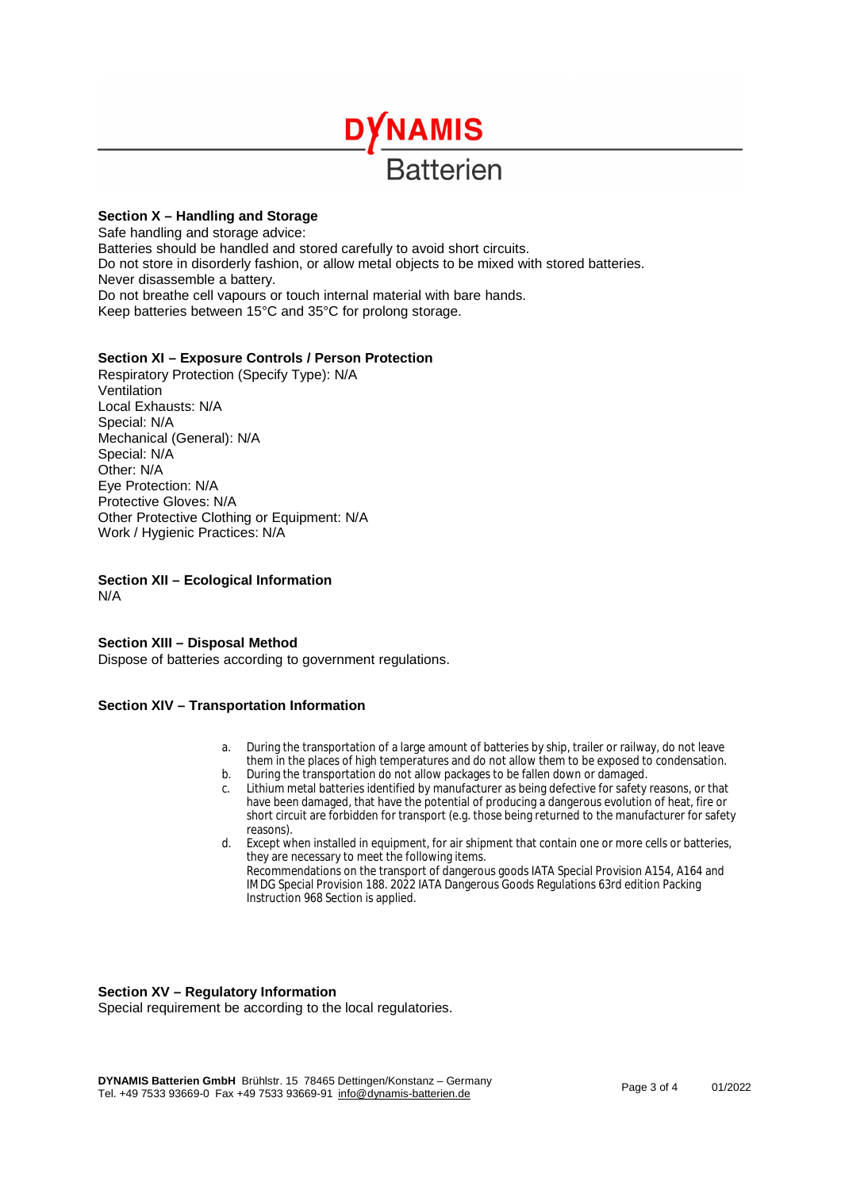### Section X – Handling and Storage

Safe handling and storage advice:
Batteries should be handled and stored carefully to avoid short circuits.
Do not store in disorderly fashion, or allow metal objects to be mixed with stored batteries.
Never disassemble a battery.
Do not breathe cell vapours or touch internal material with bare hands.
Keep batteries between 15°C and 35°C for prolong storage.

### Section XI – Exposure Controls / Person Protection

Respiratory Protection (Specify Type): N/A
Ventilation
Local Exhausts: N/A
Special: N/A
Mechanical (General): N/A
Special: N/A
Other: N/A
Eye Protection: N/A
Protective Gloves: N/A
Other Protective Clothing or Equipment: N/A
Work / Hygienic Practices: N/A

### Section XII – Ecological Information

N/A

### Section XIII – Disposal Method

Dispose of batteries according to government regulations.

### Section XIV – Transportation Information

a. During the transportation of a large amount of batteries by ship, trailer or railway, do not leave them in the places of high temperatures and do not allow them to be exposed to condensation.
b. During the transportation do not allow packages to be fallen down or damaged.
c. Lithium metal batteries identified by manufacturer as being defective for safety reasons, or that have been damaged, that have the potential of producing a dangerous evolution of heat, fire or short circuit are forbidden for transport (e.g. those being returned to the manufacturer for safety reasons).
d. Except when installed in equipment, for air shipment that contain one or more cells or batteries, they are necessary to meet the following items.
   Recommendations on the transport of dangerous goods IATA Special Provision A154, A164 and IMDG Special Provision 188. 2022 IATA Dangerous Goods Regulations 63rd edition Packing Instruction 968 Section is applied.

### Section XV – Regulatory Information

Special requirement be according to the local regulatories.

**DYNAMIS Batterien GmbH** Brühlstr. 15 78465 Dettingen/Konstanz – Germany
Tel. +49 7533 93669-0 Fax +49 7533 93669-91 info@dynamis-batterien.de

01/2022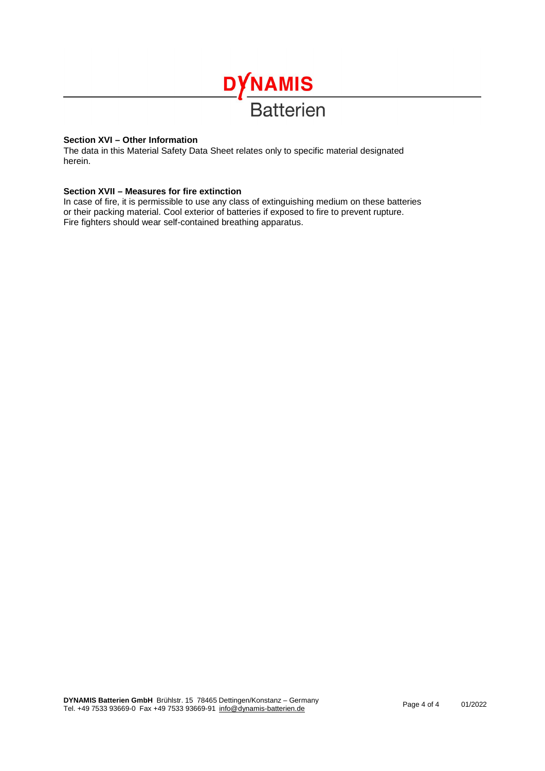### Section XVI – Other Information

The data in this Material Safety Data Sheet relates only to specific material designated herein.

### Section XVII – Measures for fire extinction

In case of fire, it is permissible to use any class of extinguishing medium on these batteries or their packing material. Cool exterior of batteries if exposed to fire to prevent rupture. Fire fighters should wear self-contained breathing apparatus.